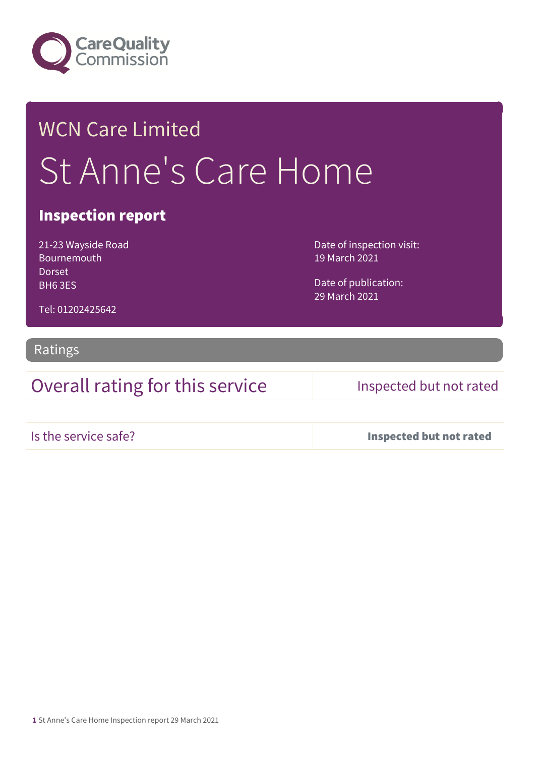Care Quality Commission

# WCN Care Limited

# St Anne's Care Home

## Inspection report

21-23 Wayside Road
Bournemouth
Dorset
BH6 3ES

Tel: 01202425642

Date of inspection visit:
19 March 2021

Date of publication:
29 March 2021

## Ratings

| Overall rating for this service | Inspected but not rated |
| --- | --- |

| Is the service safe? | **Inspected but not rated** |
| --- | --- |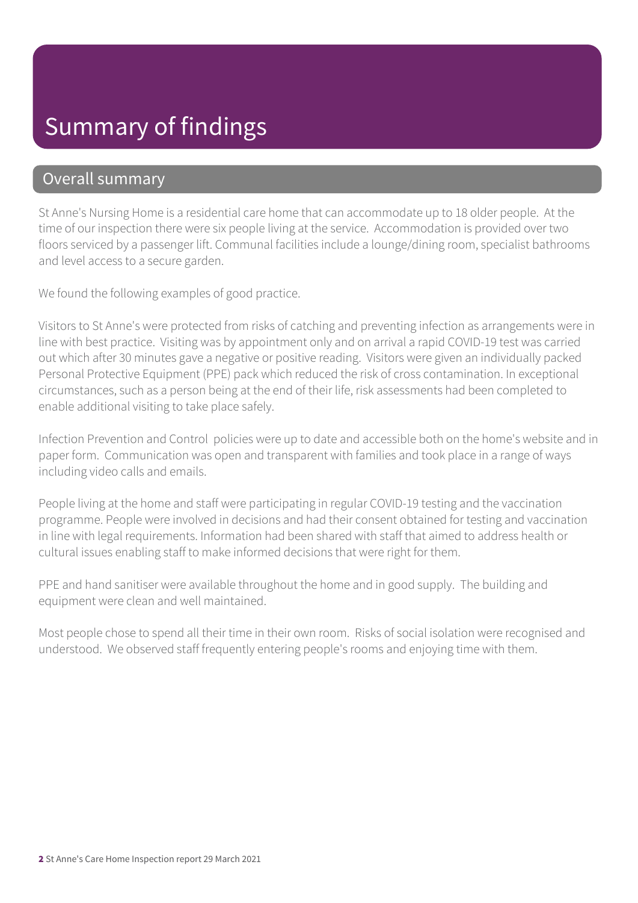# Summary of findings

## Overall summary

St Anne's Nursing Home is a residential care home that can accommodate up to 18 older people. At the time of our inspection there were six people living at the service. Accommodation is provided over two floors serviced by a passenger lift. Communal facilities include a lounge/dining room, specialist bathrooms and level access to a secure garden.

We found the following examples of good practice.

Visitors to St Anne's were protected from risks of catching and preventing infection as arrangements were in line with best practice. Visiting was by appointment only and on arrival a rapid COVID-19 test was carried out which after 30 minutes gave a negative or positive reading. Visitors were given an individually packed Personal Protective Equipment (PPE) pack which reduced the risk of cross contamination. In exceptional circumstances, such as a person being at the end of their life, risk assessments had been completed to enable additional visiting to take place safely.

Infection Prevention and Control policies were up to date and accessible both on the home's website and in paper form. Communication was open and transparent with families and took place in a range of ways including video calls and emails.

People living at the home and staff were participating in regular COVID-19 testing and the vaccination programme. People were involved in decisions and had their consent obtained for testing and vaccination in line with legal requirements. Information had been shared with staff that aimed to address health or cultural issues enabling staff to make informed decisions that were right for them.

PPE and hand sanitiser were available throughout the home and in good supply. The building and equipment were clean and well maintained.

Most people chose to spend all their time in their own room. Risks of social isolation were recognised and understood. We observed staff frequently entering people's rooms and enjoying time with them.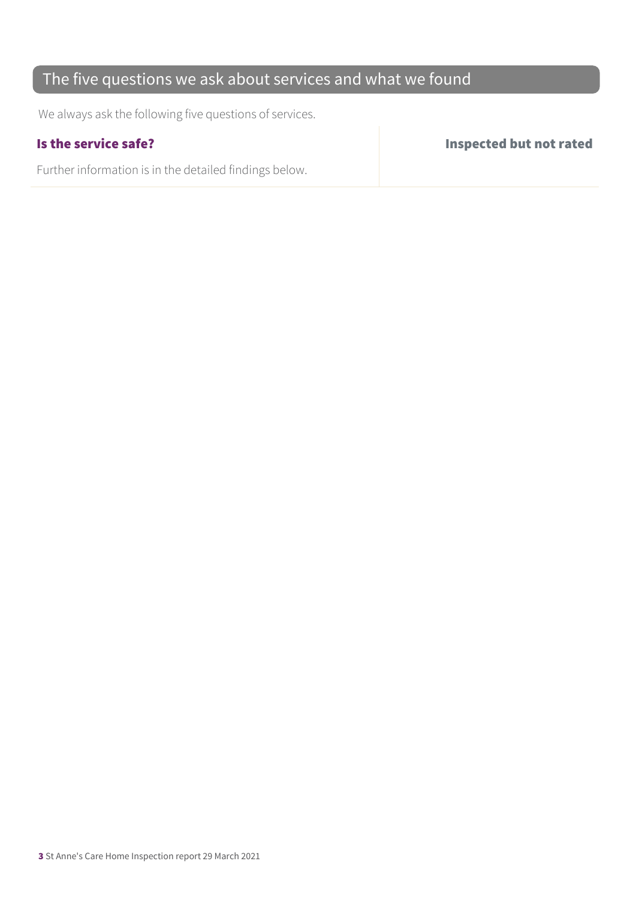## The five questions we ask about services and what we found

We always ask the following five questions of services.

| **Is the service safe?** | **Inspected but not rated** |
|---|---|
| Further information is in the detailed findings below. | |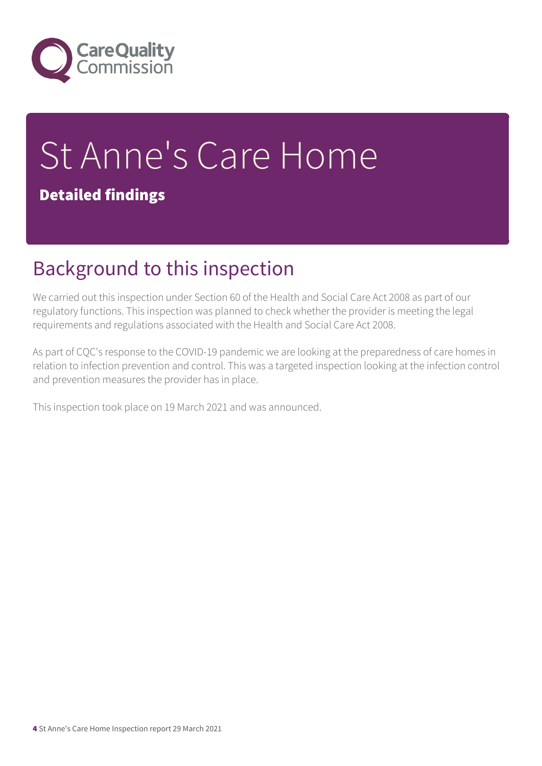# St Anne's Care Home

**Detailed findings**

## Background to this inspection

We carried out this inspection under Section 60 of the Health and Social Care Act 2008 as part of our regulatory functions. This inspection was planned to check whether the provider is meeting the legal requirements and regulations associated with the Health and Social Care Act 2008.

As part of CQC's response to the COVID-19 pandemic we are looking at the preparedness of care homes in relation to infection prevention and control. This was a targeted inspection looking at the infection control and prevention measures the provider has in place.

This inspection took place on 19 March 2021 and was announced.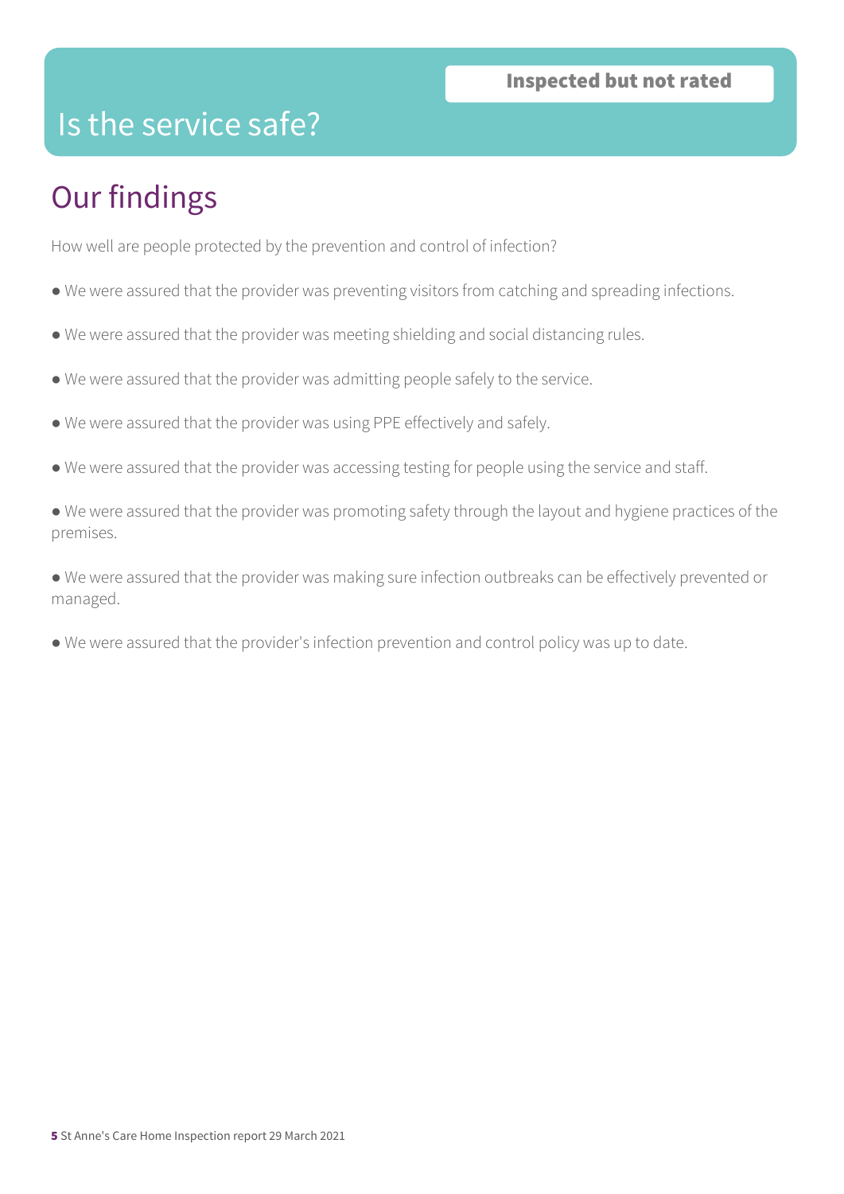# Is the service safe?

**Inspected but not rated**

## Our findings

How well are people protected by the prevention and control of infection?

- We were assured that the provider was preventing visitors from catching and spreading infections.
- We were assured that the provider was meeting shielding and social distancing rules.
- We were assured that the provider was admitting people safely to the service.
- We were assured that the provider was using PPE effectively and safely.
- We were assured that the provider was accessing testing for people using the service and staff.
- We were assured that the provider was promoting safety through the layout and hygiene practices of the premises.
- We were assured that the provider was making sure infection outbreaks can be effectively prevented or managed.
- We were assured that the provider's infection prevention and control policy was up to date.